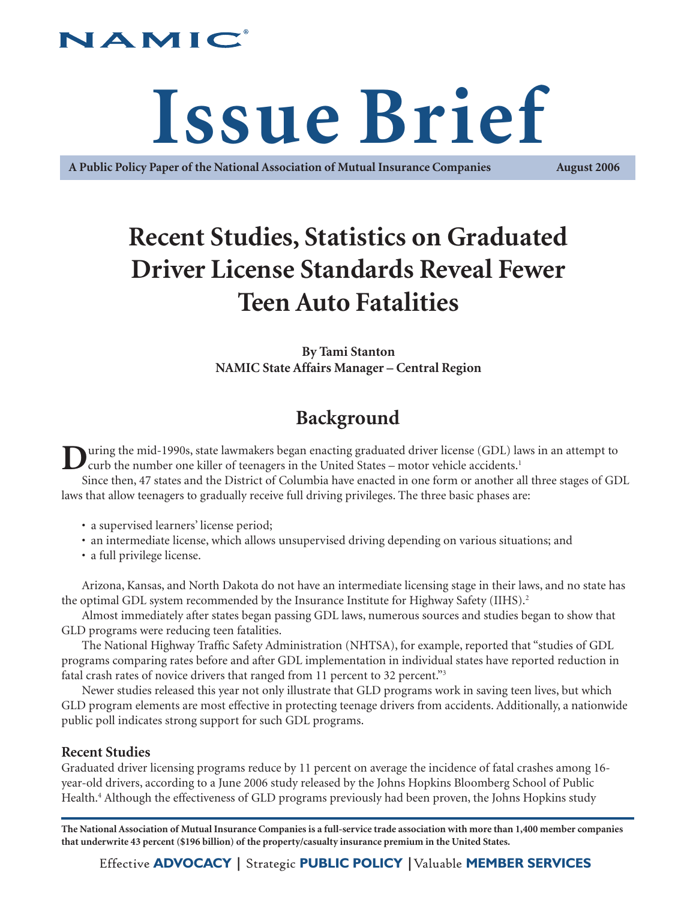NAMIC®

# Issue Brief

**A Public Policy Paper of the National Association of Mutual Insurance Companies** **August 2006**

## Recent Studies, Statistics on Graduated Driver License Standards Reveal Fewer Teen Auto Fatalities

**By Tami Stanton**
**NAMIC State Affairs Manager – Central Region**

## Background

During the mid-1990s, state lawmakers began enacting graduated driver license (GDL) laws in an attempt to curb the number one killer of teenagers in the United States – motor vehicle accidents.[1]

Since then, 47 states and the District of Columbia have enacted in one form or another all three stages of GDL laws that allow teenagers to gradually receive full driving privileges. The three basic phases are:

- a supervised learners' license period;
- an intermediate license, which allows unsupervised driving depending on various situations; and
- a full privilege license.

Arizona, Kansas, and North Dakota do not have an intermediate licensing stage in their laws, and no state has the optimal GDL system recommended by the Insurance Institute for Highway Safety (IIHS).[2]

Almost immediately after states began passing GDL laws, numerous sources and studies began to show that GLD programs were reducing teen fatalities.

The National Highway Traffic Safety Administration (NHTSA), for example, reported that "studies of GDL programs comparing rates before and after GDL implementation in individual states have reported reduction in fatal crash rates of novice drivers that ranged from 11 percent to 32 percent."[3]

Newer studies released this year not only illustrate that GLD programs work in saving teen lives, but which GLD program elements are most effective in protecting teenage drivers from accidents. Additionally, a nationwide public poll indicates strong support for such GDL programs.

### Recent Studies

Graduated driver licensing programs reduce by 11 percent on average the incidence of fatal crashes among 16-year-old drivers, according to a June 2006 study released by the Johns Hopkins Bloomberg School of Public Health.[4] Although the effectiveness of GLD programs previously had been proven, the Johns Hopkins study

**The National Association of Mutual Insurance Companies is a full-service trade association with more than 1,400 member companies that underwrite 43 percent ($196 billion) of the property/casualty insurance premium in the United States.**

Effective **ADVOCACY** | Strategic **PUBLIC POLICY** | Valuable **MEMBER SERVICES**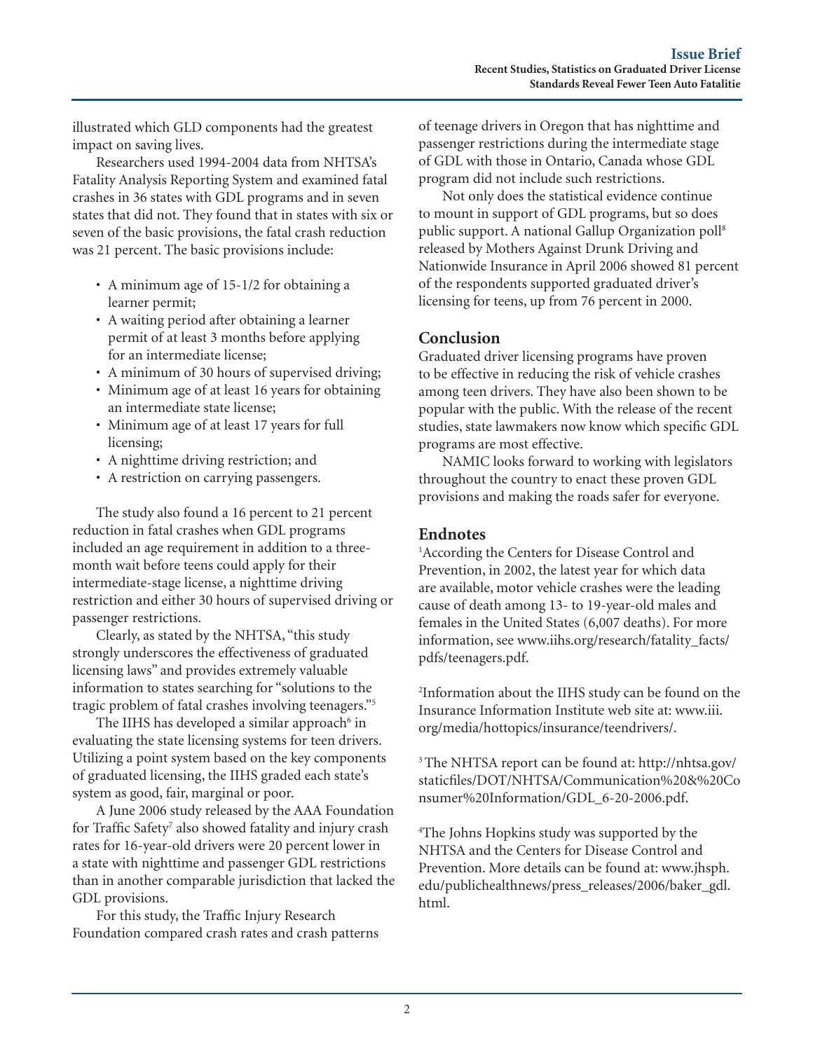illustrated which GLD components had the greatest impact on saving lives.

Researchers used 1994-2004 data from NHTSA's Fatality Analysis Reporting System and examined fatal crashes in 36 states with GDL programs and in seven states that did not. They found that in states with six or seven of the basic provisions, the fatal crash reduction was 21 percent. The basic provisions include:

- A minimum age of 15-1/2 for obtaining a learner permit;
- A waiting period after obtaining a learner permit of at least 3 months before applying for an intermediate license;
- A minimum of 30 hours of supervised driving;
- Minimum age of at least 16 years for obtaining an intermediate state license;
- Minimum age of at least 17 years for full licensing;
- A nighttime driving restriction; and
- A restriction on carrying passengers.

The study also found a 16 percent to 21 percent reduction in fatal crashes when GDL programs included an age requirement in addition to a three-month wait before teens could apply for their intermediate-stage license, a nighttime driving restriction and either 30 hours of supervised driving or passenger restrictions.

Clearly, as stated by the NHTSA, "this study strongly underscores the effectiveness of graduated licensing laws" and provides extremely valuable information to states searching for "solutions to the tragic problem of fatal crashes involving teenagers."[5]

The IIHS has developed a similar approach[6] in evaluating the state licensing systems for teen drivers. Utilizing a point system based on the key components of graduated licensing, the IIHS graded each state's system as good, fair, marginal or poor.

A June 2006 study released by the AAA Foundation for Traffic Safety[7] also showed fatality and injury crash rates for 16-year-old drivers were 20 percent lower in a state with nighttime and passenger GDL restrictions than in another comparable jurisdiction that lacked the GDL provisions.

For this study, the Traffic Injury Research Foundation compared crash rates and crash patterns of teenage drivers in Oregon that has nighttime and passenger restrictions during the intermediate stage of GDL with those in Ontario, Canada whose GDL program did not include such restrictions.

Not only does the statistical evidence continue to mount in support of GDL programs, but so does public support. A national Gallup Organization poll[8] released by Mothers Against Drunk Driving and Nationwide Insurance in April 2006 showed 81 percent of the respondents supported graduated driver's licensing for teens, up from 76 percent in 2000.

## Conclusion

Graduated driver licensing programs have proven to be effective in reducing the risk of vehicle crashes among teen drivers. They have also been shown to be popular with the public. With the release of the recent studies, state lawmakers now know which specific GDL programs are most effective.

NAMIC looks forward to working with legislators throughout the country to enact these proven GDL provisions and making the roads safer for everyone.

## Endnotes

[1]According the Centers for Disease Control and Prevention, in 2002, the latest year for which data are available, motor vehicle crashes were the leading cause of death among 13- to 19-year-old males and females in the United States (6,007 deaths). For more information, see www.iihs.org/research/fatality_facts/pdfs/teenagers.pdf.

[2]Information about the IIHS study can be found on the Insurance Information Institute web site at: www.iii.org/media/hottopics/insurance/teendrivers/.

[3] The NHTSA report can be found at: http://nhtsa.gov/staticfiles/DOT/NHTSA/Communication%20&%20Consumer%20Information/GDL_6-20-2006.pdf.

[4]The Johns Hopkins study was supported by the NHTSA and the Centers for Disease Control and Prevention. More details can be found at: www.jhsph.edu/publichealthnews/press_releases/2006/baker_gdl.html.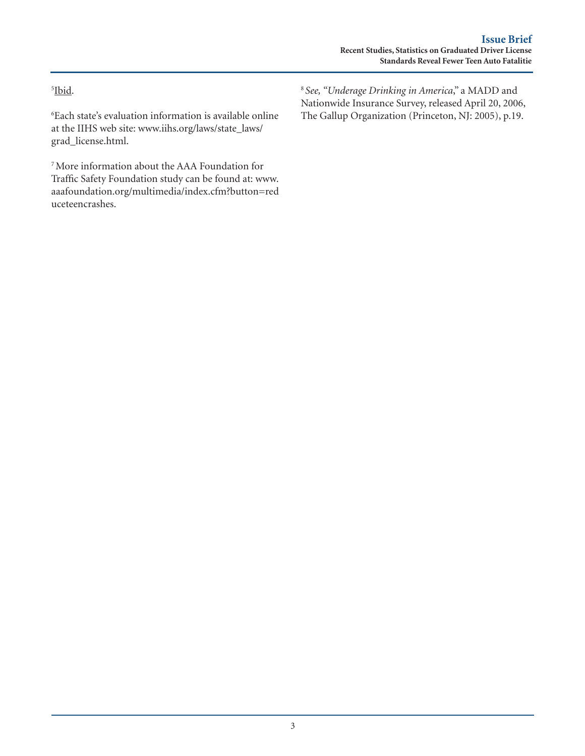[5] Ibid.

[6] Each state's evaluation information is available online at the IIHS web site: www.iihs.org/laws/state_laws/grad_license.html.

[7] More information about the AAA Foundation for Traffic Safety Foundation study can be found at: www.aaafoundation.org/multimedia/index.cfm?button=reduceteencrashes.

[8] *See, "Underage Drinking in America,"* a MADD and Nationwide Insurance Survey, released April 20, 2006, The Gallup Organization (Princeton, NJ: 2005), p.19.